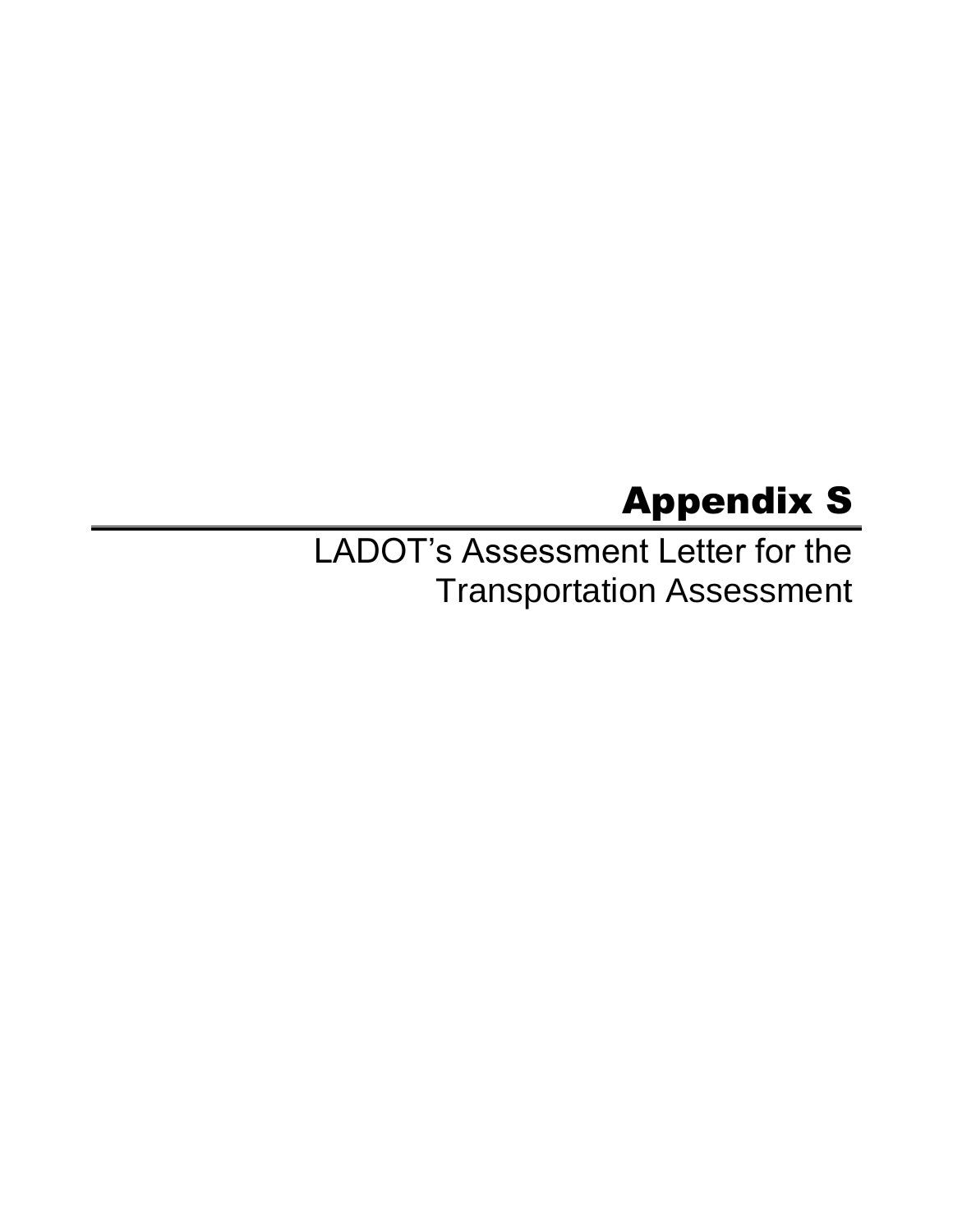# Appendix S

## LADOT's Assessment Letter for the Transportation Assessment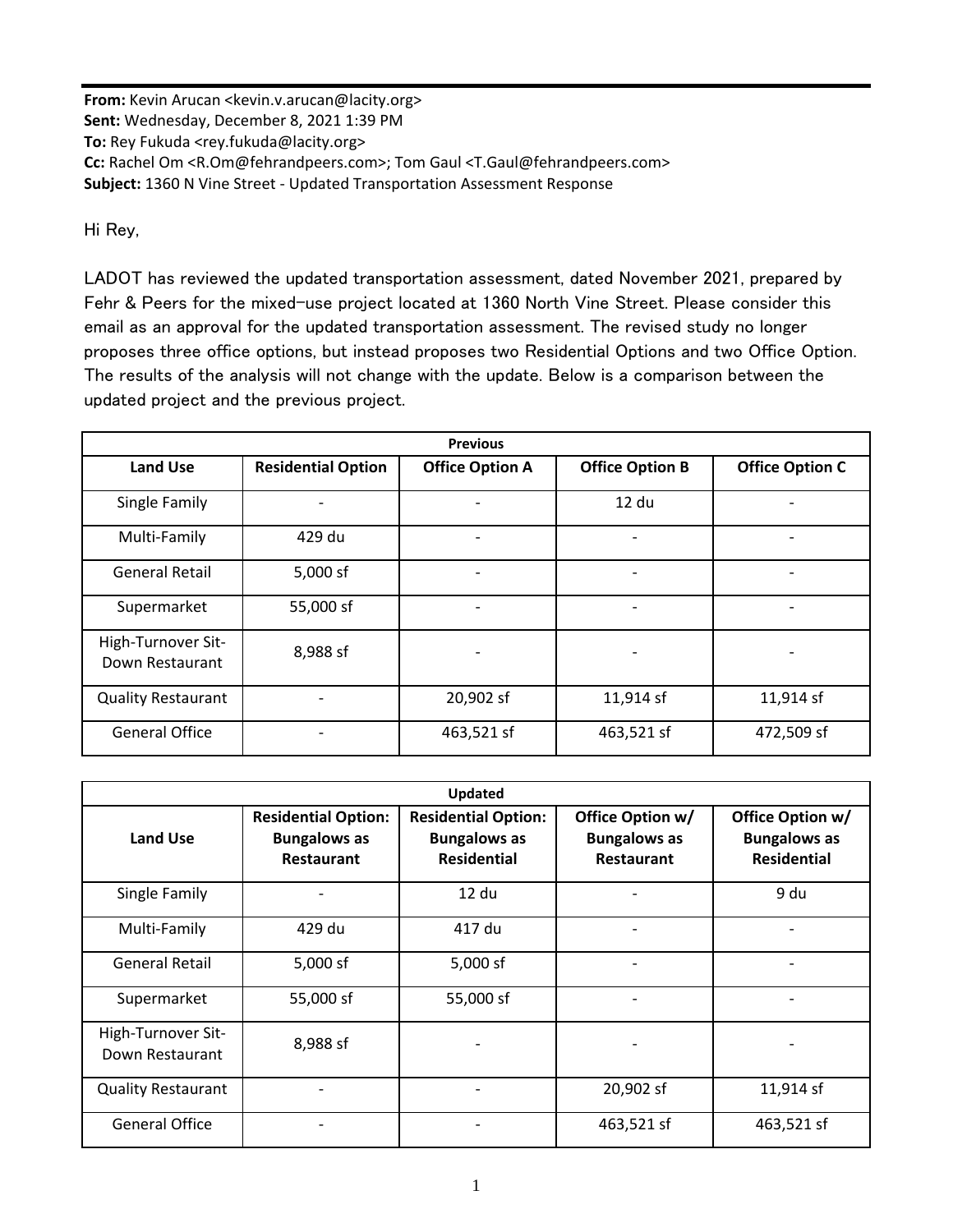**From:** Kevin Arucan <kevin.v.arucan@lacity.org>
**Sent:** Wednesday, December 8, 2021 1:39 PM
**To:** Rey Fukuda <rey.fukuda@lacity.org>
**Cc:** Rachel Om <R.Om@fehrandpeers.com>; Tom Gaul <T.Gaul@fehrandpeers.com>
**Subject:** 1360 N Vine Street - Updated Transportation Assessment Response

Hi Rey,

LADOT has reviewed the updated transportation assessment, dated November 2021, prepared by Fehr & Peers for the mixed-use project located at 1360 North Vine Street. Please consider this email as an approval for the updated transportation assessment. The revised study no longer proposes three office options, but instead proposes two Residential Options and two Office Option. The results of the analysis will not change with the update. Below is a comparison between the updated project and the previous project.

| **Previous** | | | | |
|---|---|---|---|---|
| **Land Use** | **Residential Option** | **Office Option A** | **Office Option B** | **Office Option C** |
| Single Family | - | - | 12 du | - |
| Multi-Family | 429 du | - | - | - |
| General Retail | 5,000 sf | - | - | - |
| Supermarket | 55,000 sf | - | - | - |
| High-Turnover Sit-Down Restaurant | 8,988 sf | - | - | - |
| Quality Restaurant | - | 20,902 sf | 11,914 sf | 11,914 sf |
| General Office | - | 463,521 sf | 463,521 sf | 472,509 sf |

| **Updated** | | | | |
|---|---|---|---|---|
| **Land Use** | **Residential Option: Bungalows as Restaurant** | **Residential Option: Bungalows as Residential** | **Office Option w/ Bungalows as Restaurant** | **Office Option w/ Bungalows as Residential** |
| Single Family | - | 12 du | - | 9 du |
| Multi-Family | 429 du | 417 du | - | - |
| General Retail | 5,000 sf | 5,000 sf | - | - |
| Supermarket | 55,000 sf | 55,000 sf | - | - |
| High-Turnover Sit-Down Restaurant | 8,988 sf | - | - | - |
| Quality Restaurant | - | - | 20,902 sf | 11,914 sf |
| General Office | - | - | 463,521 sf | 463,521 sf |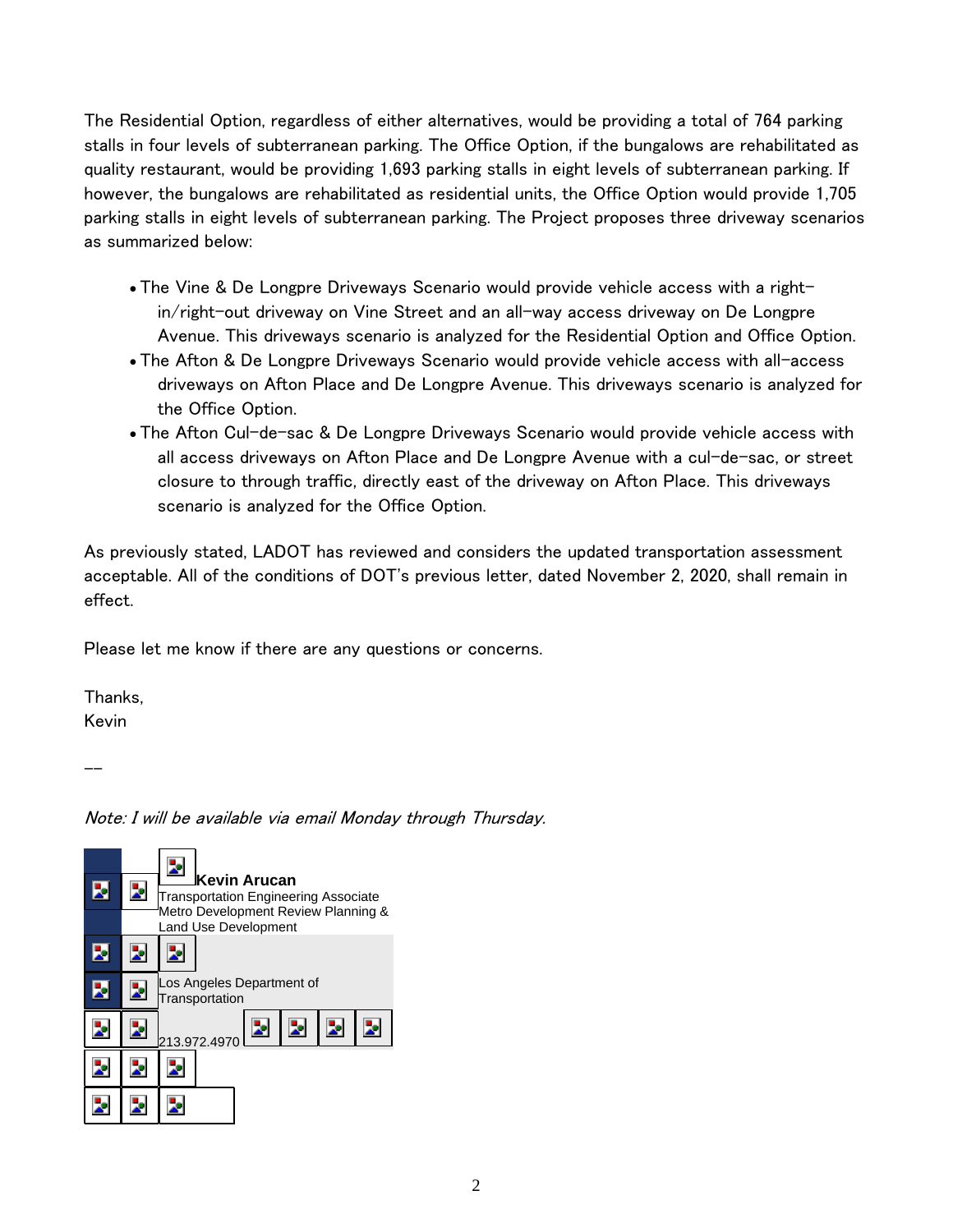The Residential Option, regardless of either alternatives, would be providing a total of 764 parking stalls in four levels of subterranean parking. The Office Option, if the bungalows are rehabilitated as quality restaurant, would be providing 1,693 parking stalls in eight levels of subterranean parking. If however, the bungalows are rehabilitated as residential units, the Office Option would provide 1,705 parking stalls in eight levels of subterranean parking. The Project proposes three driveway scenarios as summarized below:

- The Vine & De Longpre Driveways Scenario would provide vehicle access with a right-in/right-out driveway on Vine Street and an all-way access driveway on De Longpre Avenue. This driveways scenario is analyzed for the Residential Option and Office Option.
- The Afton & De Longpre Driveways Scenario would provide vehicle access with all-access driveways on Afton Place and De Longpre Avenue. This driveways scenario is analyzed for the Office Option.
- The Afton Cul-de-sac & De Longpre Driveways Scenario would provide vehicle access with all access driveways on Afton Place and De Longpre Avenue with a cul-de-sac, or street closure to through traffic, directly east of the driveway on Afton Place. This driveways scenario is analyzed for the Office Option.

As previously stated, LADOT has reviewed and considers the updated transportation assessment acceptable. All of the conditions of DOT's previous letter, dated November 2, 2020, shall remain in effect.

Please let me know if there are any questions or concerns.

Thanks,
Kevin

--

*Note: I will be available via email Monday through Thursday.*

**Kevin Arucan**
Transportation Engineering Associate
Metro Development Review Planning & Land Use Development

Los Angeles Department of Transportation

213.972.4970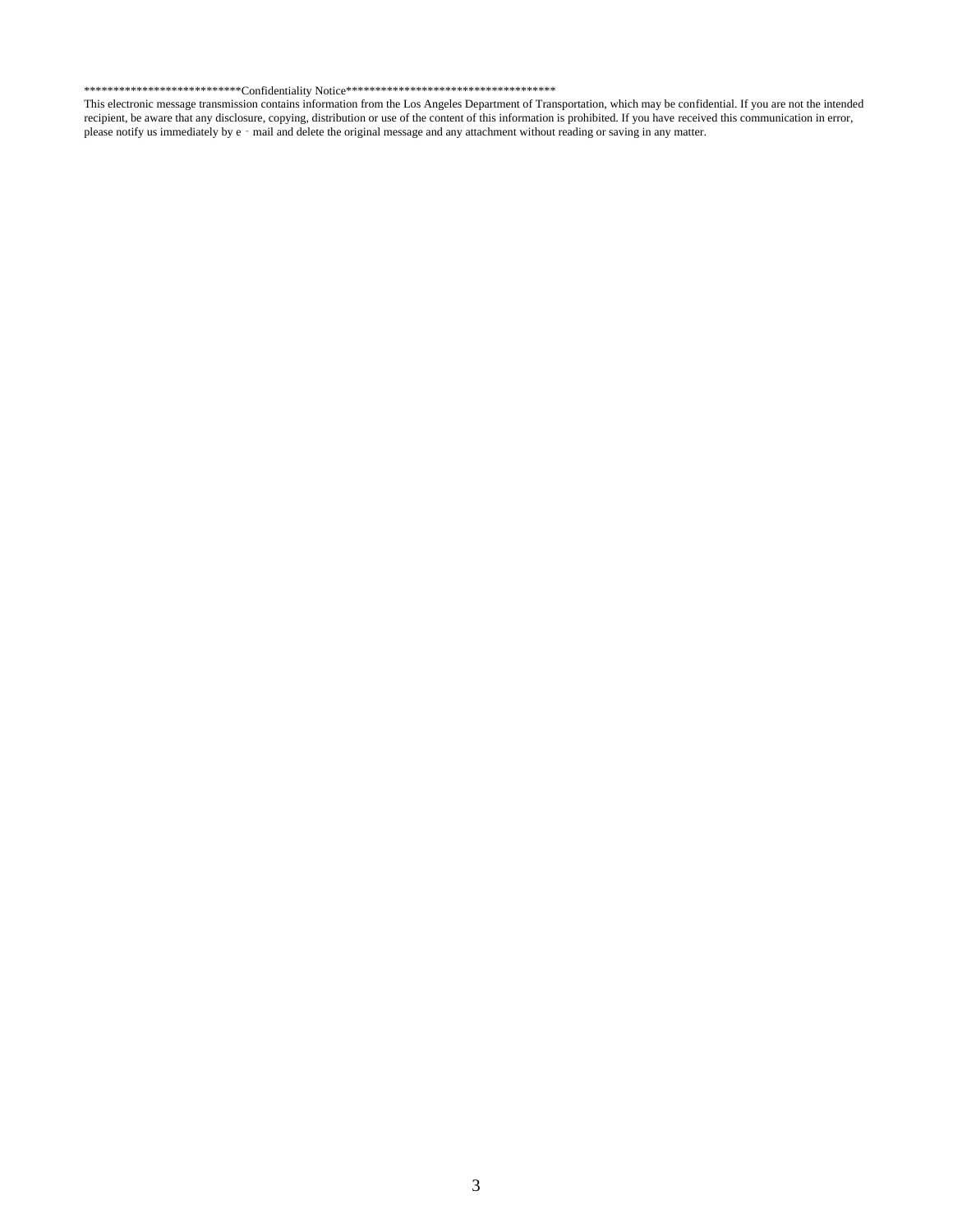****************************Confidentiality Notice**************************************

This electronic message transmission contains information from the Los Angeles Department of Transportation, which may be confidential. If you are not the intended recipient, be aware that any disclosure, copying, distribution or use of the content of this information is prohibited. If you have received this communication in error, please notify us immediately by e‐mail and delete the original message and any attachment without reading or saving in any matter.